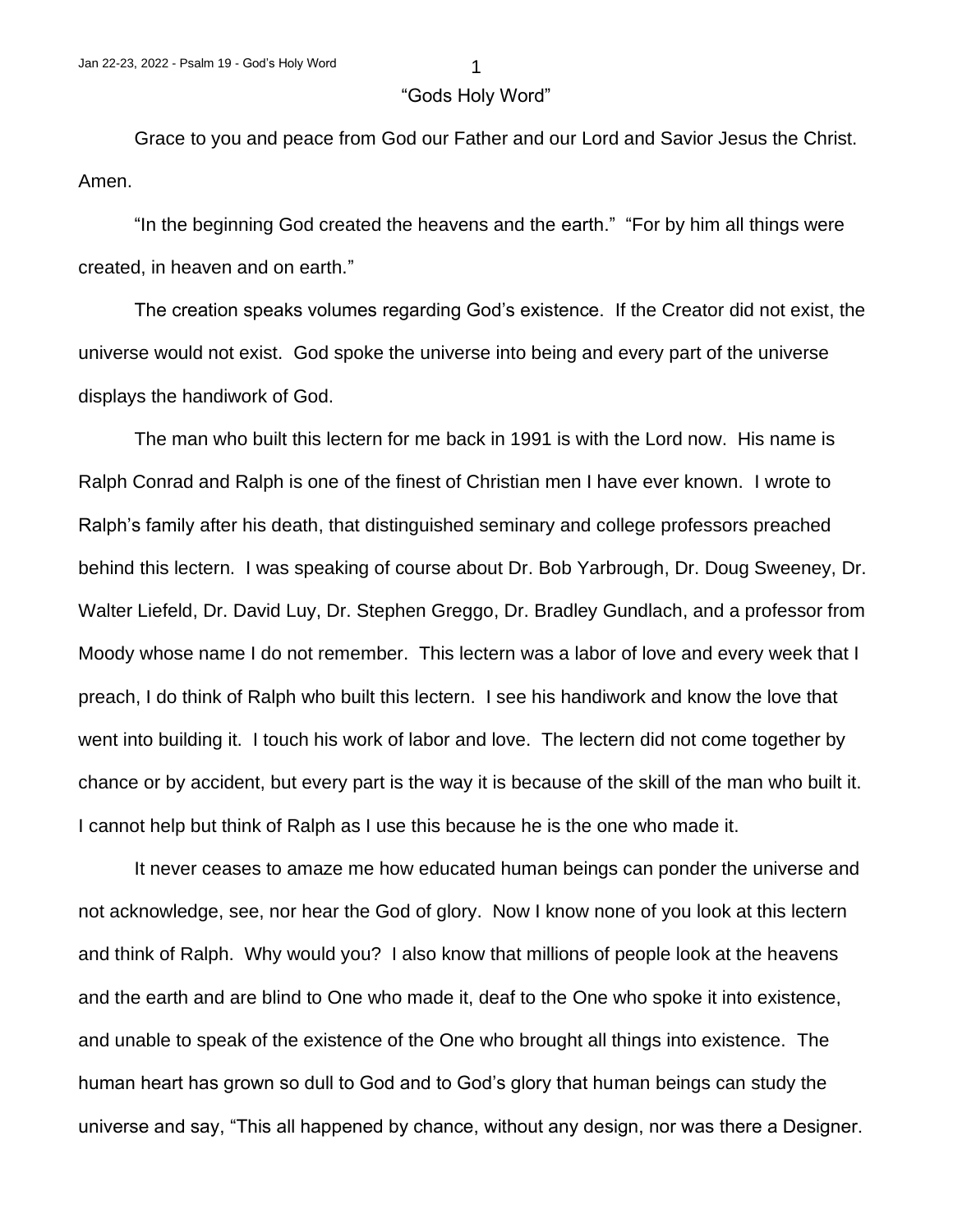# "Gods Holy Word"

Grace to you and peace from God our Father and our Lord and Savior Jesus the Christ. Amen.

"In the beginning God created the heavens and the earth." "For by him all things were created, in heaven and on earth."

The creation speaks volumes regarding God's existence. If the Creator did not exist, the universe would not exist. God spoke the universe into being and every part of the universe displays the handiwork of God.

The man who built this lectern for me back in 1991 is with the Lord now. His name is Ralph Conrad and Ralph is one of the finest of Christian men I have ever known. I wrote to Ralph's family after his death, that distinguished seminary and college professors preached behind this lectern. I was speaking of course about Dr. Bob Yarbrough, Dr. Doug Sweeney, Dr. Walter Liefeld, Dr. David Luy, Dr. Stephen Greggo, Dr. Bradley Gundlach, and a professor from Moody whose name I do not remember. This lectern was a labor of love and every week that I preach, I do think of Ralph who built this lectern. I see his handiwork and know the love that went into building it. I touch his work of labor and love. The lectern did not come together by chance or by accident, but every part is the way it is because of the skill of the man who built it. I cannot help but think of Ralph as I use this because he is the one who made it.

It never ceases to amaze me how educated human beings can ponder the universe and not acknowledge, see, nor hear the God of glory. Now I know none of you look at this lectern and think of Ralph. Why would you? I also know that millions of people look at the heavens and the earth and are blind to One who made it, deaf to the One who spoke it into existence, and unable to speak of the existence of the One who brought all things into existence. The human heart has grown so dull to God and to God's glory that human beings can study the universe and say, "This all happened by chance, without any design, nor was there a Designer.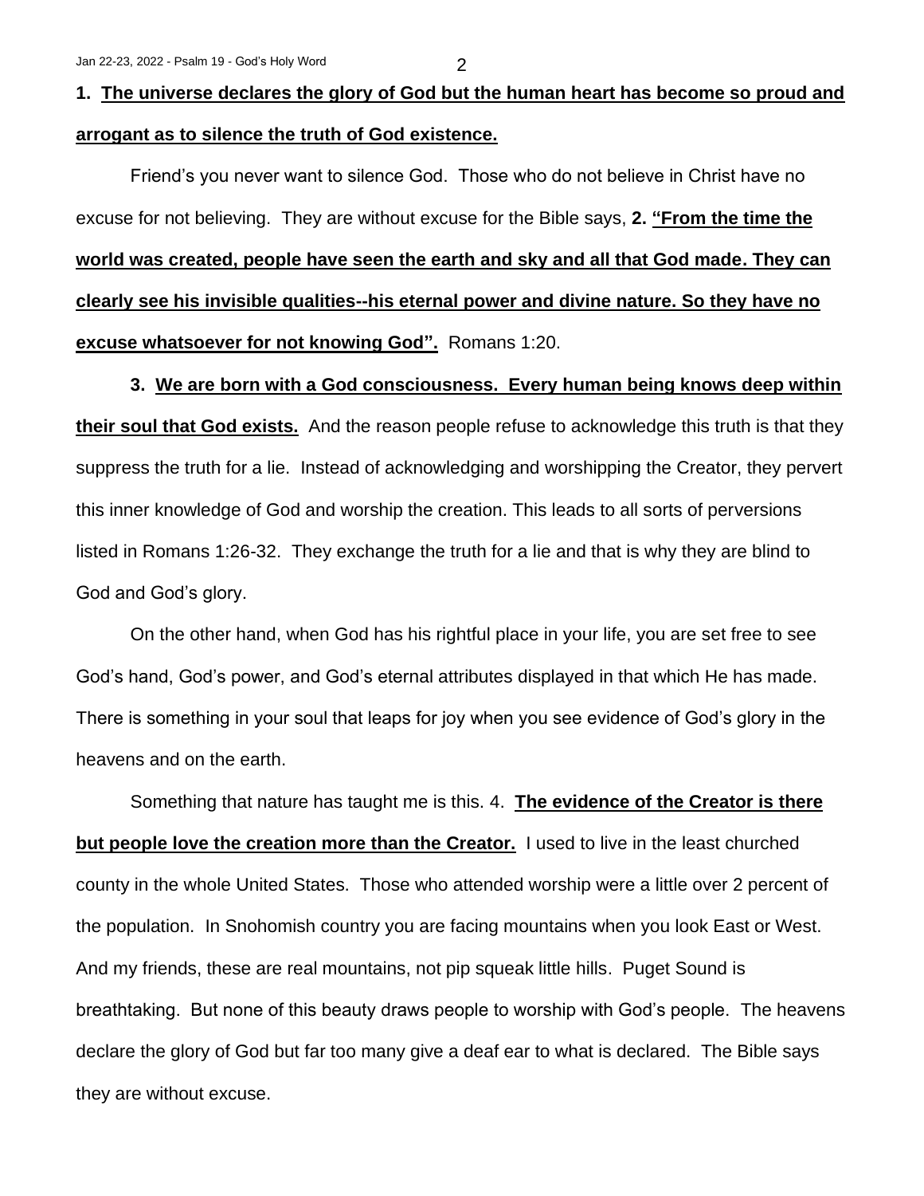**1. <u>The universe declares the glory of God but the human heart has become so proud and arrogant as to silence the truth of God existence.</u>**

Friend's you never want to silence God. Those who do not believe in Christ have no excuse for not believing. They are without excuse for the Bible says, **2. <u>"From the time the world was created, people have seen the earth and sky and all that God made. They can clearly see his invisible qualities--his eternal power and divine nature. So they have no excuse whatsoever for not knowing God".</u>** Romans 1:20.

**3. <u>We are born with a God consciousness. Every human being knows deep within their soul that God exists.</u>** And the reason people refuse to acknowledge this truth is that they suppress the truth for a lie. Instead of acknowledging and worshipping the Creator, they pervert this inner knowledge of God and worship the creation. This leads to all sorts of perversions listed in Romans 1:26-32. They exchange the truth for a lie and that is why they are blind to God and God's glory.

On the other hand, when God has his rightful place in your life, you are set free to see God's hand, God's power, and God's eternal attributes displayed in that which He has made. There is something in your soul that leaps for joy when you see evidence of God's glory in the heavens and on the earth.

Something that nature has taught me is this. 4. **<u>The evidence of the Creator is there but people love the creation more than the Creator.</u>** I used to live in the least churched county in the whole United States. Those who attended worship were a little over 2 percent of the population. In Snohomish country you are facing mountains when you look East or West. And my friends, these are real mountains, not pip squeak little hills. Puget Sound is breathtaking. But none of this beauty draws people to worship with God's people. The heavens declare the glory of God but far too many give a deaf ear to what is declared. The Bible says they are without excuse.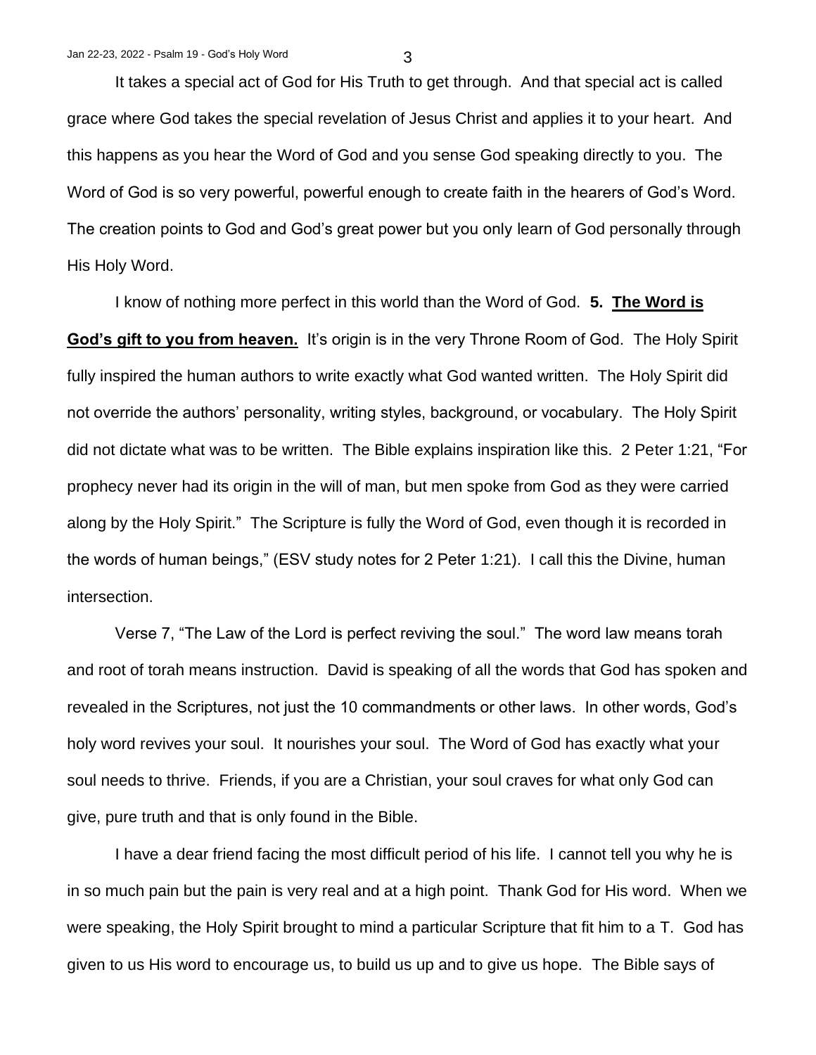It takes a special act of God for His Truth to get through. And that special act is called grace where God takes the special revelation of Jesus Christ and applies it to your heart. And this happens as you hear the Word of God and you sense God speaking directly to you. The Word of God is so very powerful, powerful enough to create faith in the hearers of God's Word. The creation points to God and God's great power but you only learn of God personally through His Holy Word.

I know of nothing more perfect in this world than the Word of God. **5. <u>The Word is God's gift to you from heaven.</u>** It's origin is in the very Throne Room of God. The Holy Spirit fully inspired the human authors to write exactly what God wanted written. The Holy Spirit did not override the authors' personality, writing styles, background, or vocabulary. The Holy Spirit did not dictate what was to be written. The Bible explains inspiration like this. 2 Peter 1:21, "For prophecy never had its origin in the will of man, but men spoke from God as they were carried along by the Holy Spirit." The Scripture is fully the Word of God, even though it is recorded in the words of human beings," (ESV study notes for 2 Peter 1:21). I call this the Divine, human intersection.

Verse 7, "The Law of the Lord is perfect reviving the soul." The word law means torah and root of torah means instruction. David is speaking of all the words that God has spoken and revealed in the Scriptures, not just the 10 commandments or other laws. In other words, God's holy word revives your soul. It nourishes your soul. The Word of God has exactly what your soul needs to thrive. Friends, if you are a Christian, your soul craves for what only God can give, pure truth and that is only found in the Bible.

I have a dear friend facing the most difficult period of his life. I cannot tell you why he is in so much pain but the pain is very real and at a high point. Thank God for His word. When we were speaking, the Holy Spirit brought to mind a particular Scripture that fit him to a T. God has given to us His word to encourage us, to build us up and to give us hope. The Bible says of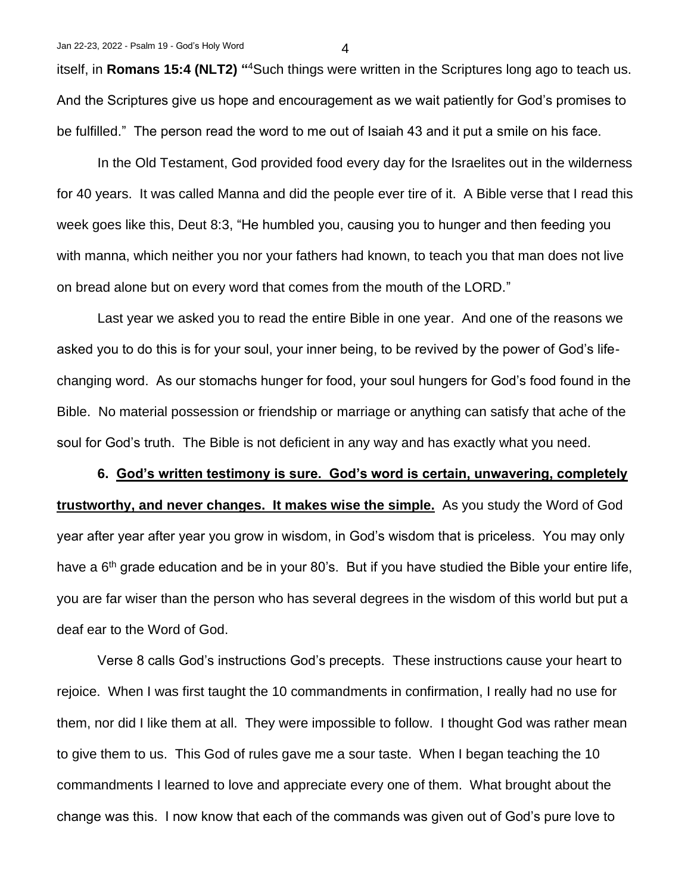itself, in **Romans 15:4 (NLT2) "**[4]Such things were written in the Scriptures long ago to teach us. And the Scriptures give us hope and encouragement as we wait patiently for God's promises to be fulfilled." The person read the word to me out of Isaiah 43 and it put a smile on his face.

In the Old Testament, God provided food every day for the Israelites out in the wilderness for 40 years. It was called Manna and did the people ever tire of it. A Bible verse that I read this week goes like this, Deut 8:3, "He humbled you, causing you to hunger and then feeding you with manna, which neither you nor your fathers had known, to teach you that man does not live on bread alone but on every word that comes from the mouth of the LORD."

Last year we asked you to read the entire Bible in one year. And one of the reasons we asked you to do this is for your soul, your inner being, to be revived by the power of God's life-changing word. As our stomachs hunger for food, your soul hungers for God's food found in the Bible. No material possession or friendship or marriage or anything can satisfy that ache of the soul for God's truth. The Bible is not deficient in any way and has exactly what you need.

**6. <u>God's written testimony is sure. God's word is certain, unwavering, completely trustworthy, and never changes. It makes wise the simple.</u>** As you study the Word of God year after year after year you grow in wisdom, in God's wisdom that is priceless. You may only have a 6th grade education and be in your 80's. But if you have studied the Bible your entire life, you are far wiser than the person who has several degrees in the wisdom of this world but put a deaf ear to the Word of God.

Verse 8 calls God's instructions God's precepts. These instructions cause your heart to rejoice. When I was first taught the 10 commandments in confirmation, I really had no use for them, nor did I like them at all. They were impossible to follow. I thought God was rather mean to give them to us. This God of rules gave me a sour taste. When I began teaching the 10 commandments I learned to love and appreciate every one of them. What brought about the change was this. I now know that each of the commands was given out of God's pure love to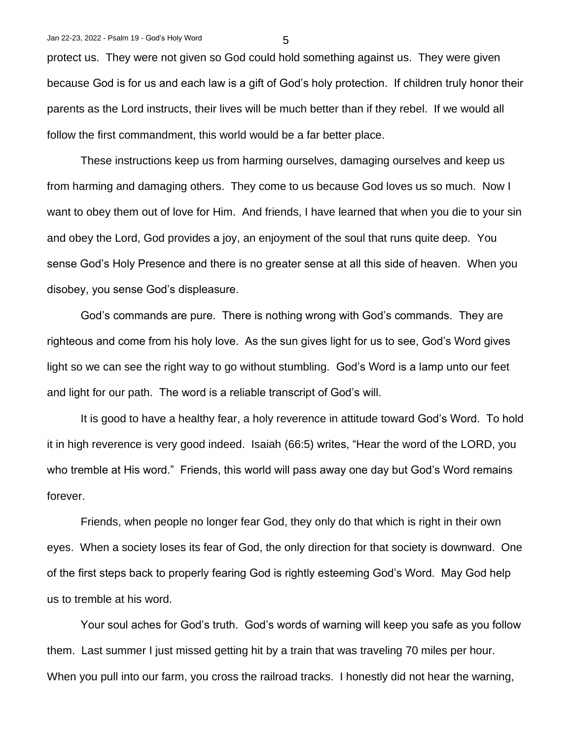protect us. They were not given so God could hold something against us. They were given because God is for us and each law is a gift of God's holy protection. If children truly honor their parents as the Lord instructs, their lives will be much better than if they rebel. If we would all follow the first commandment, this world would be a far better place.

These instructions keep us from harming ourselves, damaging ourselves and keep us from harming and damaging others. They come to us because God loves us so much. Now I want to obey them out of love for Him. And friends, I have learned that when you die to your sin and obey the Lord, God provides a joy, an enjoyment of the soul that runs quite deep. You sense God's Holy Presence and there is no greater sense at all this side of heaven. When you disobey, you sense God's displeasure.

God's commands are pure. There is nothing wrong with God's commands. They are righteous and come from his holy love. As the sun gives light for us to see, God's Word gives light so we can see the right way to go without stumbling. God's Word is a lamp unto our feet and light for our path. The word is a reliable transcript of God's will.

It is good to have a healthy fear, a holy reverence in attitude toward God's Word. To hold it in high reverence is very good indeed. Isaiah (66:5) writes, "Hear the word of the LORD, you who tremble at His word." Friends, this world will pass away one day but God's Word remains forever.

Friends, when people no longer fear God, they only do that which is right in their own eyes. When a society loses its fear of God, the only direction for that society is downward. One of the first steps back to properly fearing God is rightly esteeming God's Word. May God help us to tremble at his word.

Your soul aches for God's truth. God's words of warning will keep you safe as you follow them. Last summer I just missed getting hit by a train that was traveling 70 miles per hour. When you pull into our farm, you cross the railroad tracks. I honestly did not hear the warning,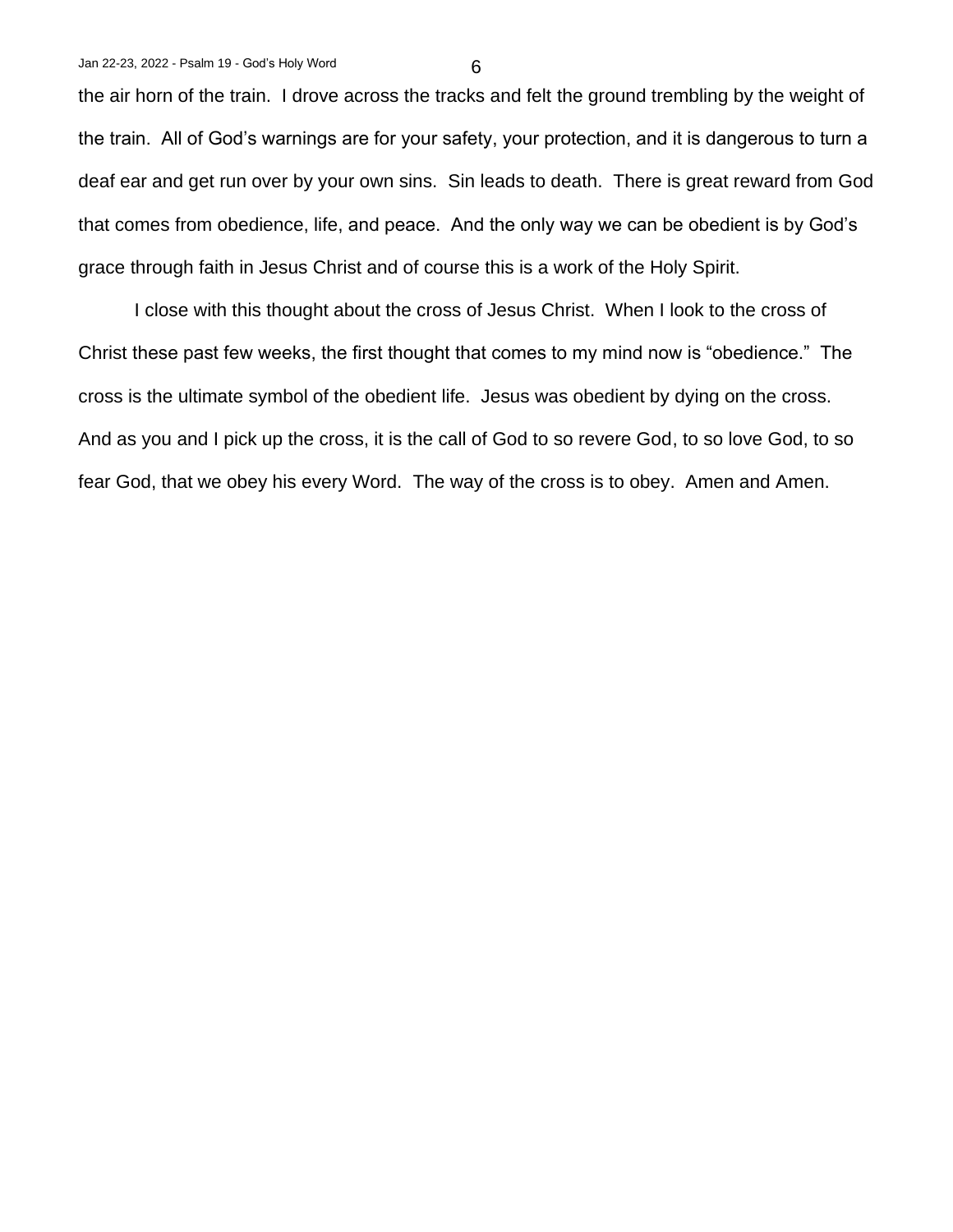the air horn of the train. I drove across the tracks and felt the ground trembling by the weight of the train. All of God's warnings are for your safety, your protection, and it is dangerous to turn a deaf ear and get run over by your own sins. Sin leads to death. There is great reward from God that comes from obedience, life, and peace. And the only way we can be obedient is by God's grace through faith in Jesus Christ and of course this is a work of the Holy Spirit.

I close with this thought about the cross of Jesus Christ. When I look to the cross of Christ these past few weeks, the first thought that comes to my mind now is "obedience." The cross is the ultimate symbol of the obedient life. Jesus was obedient by dying on the cross. And as you and I pick up the cross, it is the call of God to so revere God, to so love God, to so fear God, that we obey his every Word. The way of the cross is to obey. Amen and Amen.